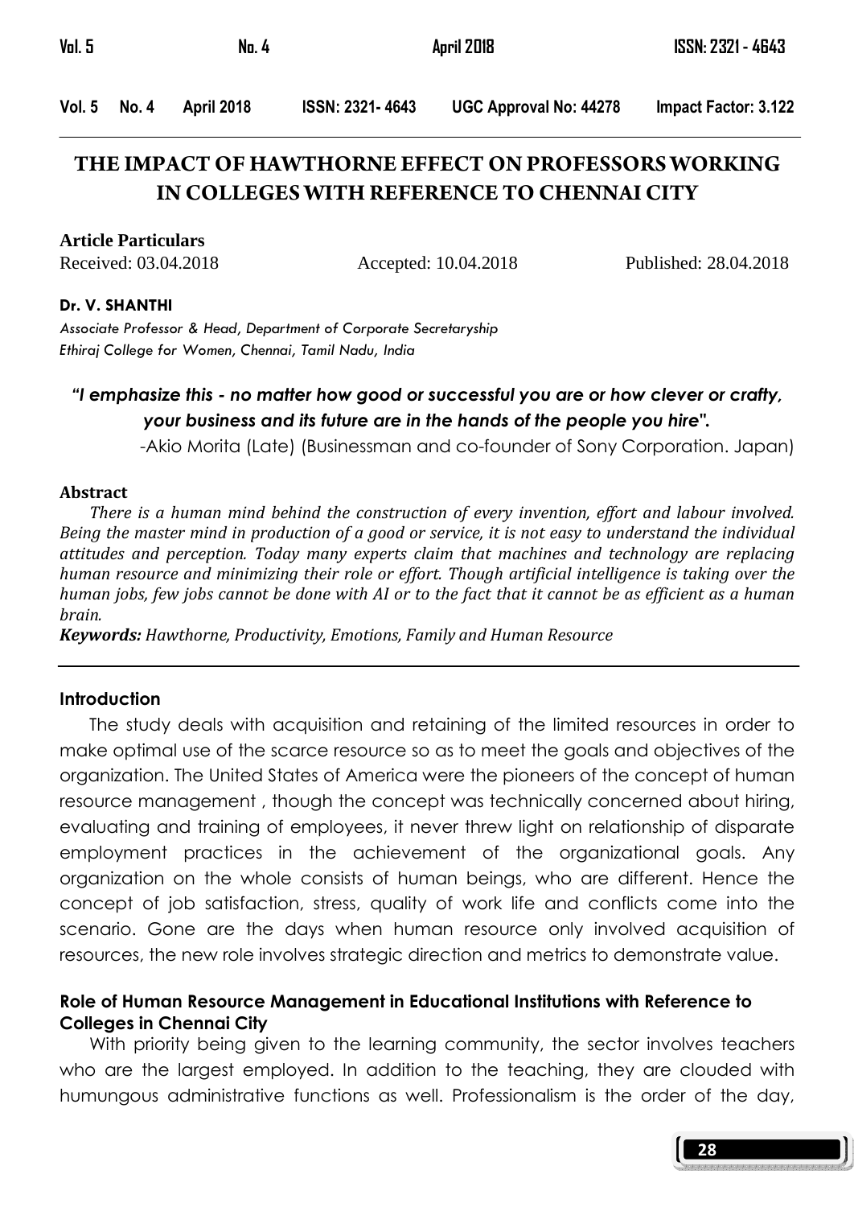# THE IMPACT OF HAWTHORNE EFFECT ON PROFESSORS WORKING IN COLLEGES WITH REFERENCE TO CHENNAI CITY

**Article Particulars**

Received: 03.04.2018 Accepted: 10.04.2018 Published: 28.04.2018

**Dr. V. SHANTHI**

*Associate Professor & Head, Department of Corporate Secretaryship*
*Ethiraj College for Women, Chennai, Tamil Nadu, India*

***"I emphasize this - no matter how good or successful you are or how clever or crafty, your business and its future are in the hands of the people you hire".***

-Akio Morita (Late) (Businessman and co-founder of Sony Corporation. Japan)

**Abstract**

*There is a human mind behind the construction of every invention, effort and labour involved. Being the master mind in production of a good or service, it is not easy to understand the individual attitudes and perception. Today many experts claim that machines and technology are replacing human resource and minimizing their role or effort. Though artificial intelligence is taking over the human jobs, few jobs cannot be done with AI or to the fact that it cannot be as efficient as a human brain.*

***Keywords:*** *Hawthorne, Productivity, Emotions, Family and Human Resource*

## Introduction

The study deals with acquisition and retaining of the limited resources in order to make optimal use of the scarce resource so as to meet the goals and objectives of the organization. The United States of America were the pioneers of the concept of human resource management , though the concept was technically concerned about hiring, evaluating and training of employees, it never threw light on relationship of disparate employment practices in the achievement of the organizational goals. Any organization on the whole consists of human beings, who are different. Hence the concept of job satisfaction, stress, quality of work life and conflicts come into the scenario. Gone are the days when human resource only involved acquisition of resources, the new role involves strategic direction and metrics to demonstrate value.

## Role of Human Resource Management in Educational Institutions with Reference to Colleges in Chennai City

With priority being given to the learning community, the sector involves teachers who are the largest employed. In addition to the teaching, they are clouded with humungous administrative functions as well. Professionalism is the order of the day,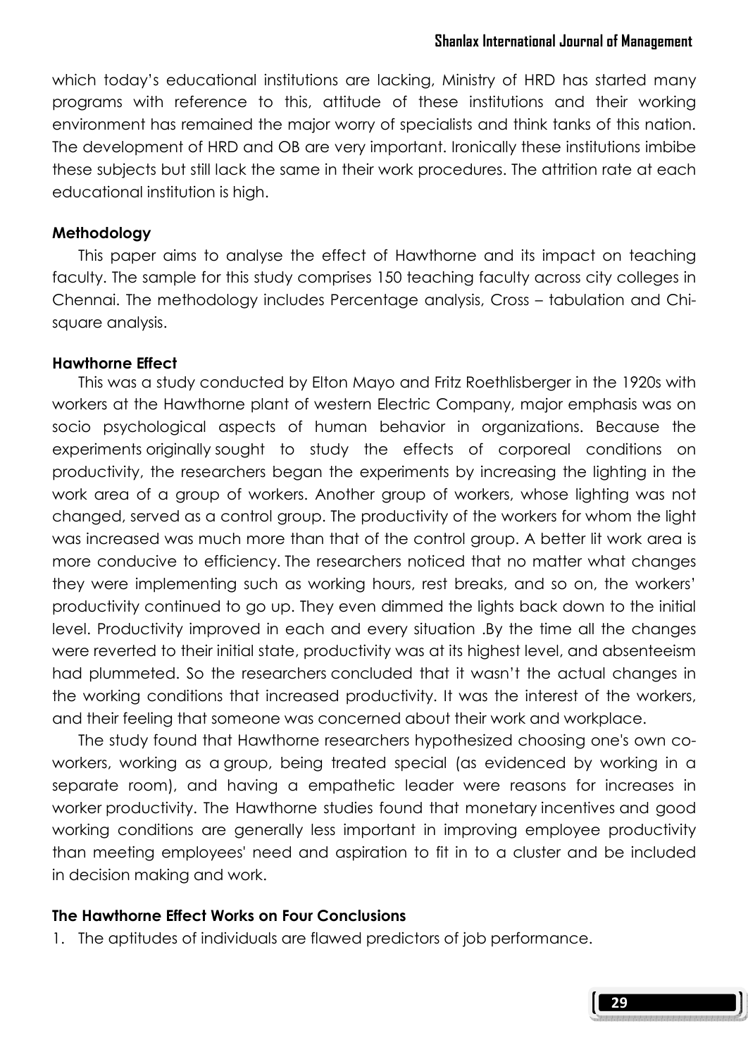which today's educational institutions are lacking, Ministry of HRD has started many programs with reference to this, attitude of these institutions and their working environment has remained the major worry of specialists and think tanks of this nation. The development of HRD and OB are very important. Ironically these institutions imbibe these subjects but still lack the same in their work procedures. The attrition rate at each educational institution is high.

**Methodology**

This paper aims to analyse the effect of Hawthorne and its impact on teaching faculty. The sample for this study comprises 150 teaching faculty across city colleges in Chennai. The methodology includes Percentage analysis, Cross – tabulation and Chi-square analysis.

**Hawthorne Effect**

This was a study conducted by Elton Mayo and Fritz Roethlisberger in the 1920s with workers at the Hawthorne plant of western Electric Company, major emphasis was on socio psychological aspects of human behavior in organizations. Because the experiments originally sought to study the effects of corporeal conditions on productivity, the researchers began the experiments by increasing the lighting in the work area of a group of workers. Another group of workers, whose lighting was not changed, served as a control group. The productivity of the workers for whom the light was increased was much more than that of the control group. A better lit work area is more conducive to efficiency. The researchers noticed that no matter what changes they were implementing such as working hours, rest breaks, and so on, the workers' productivity continued to go up. They even dimmed the lights back down to the initial level. Productivity improved in each and every situation .By the time all the changes were reverted to their initial state, productivity was at its highest level, and absenteeism had plummeted. So the researchers concluded that it wasn't the actual changes in the working conditions that increased productivity. It was the interest of the workers, and their feeling that someone was concerned about their work and workplace.

The study found that Hawthorne researchers hypothesized choosing one's own co-workers, working as a group, being treated special (as evidenced by working in a separate room), and having a empathetic leader were reasons for increases in worker productivity. The Hawthorne studies found that monetary incentives and good working conditions are generally less important in improving employee productivity than meeting employees' need and aspiration to fit in to a cluster and be included in decision making and work.

**The Hawthorne Effect Works on Four Conclusions**

1. The aptitudes of individuals are flawed predictors of job performance.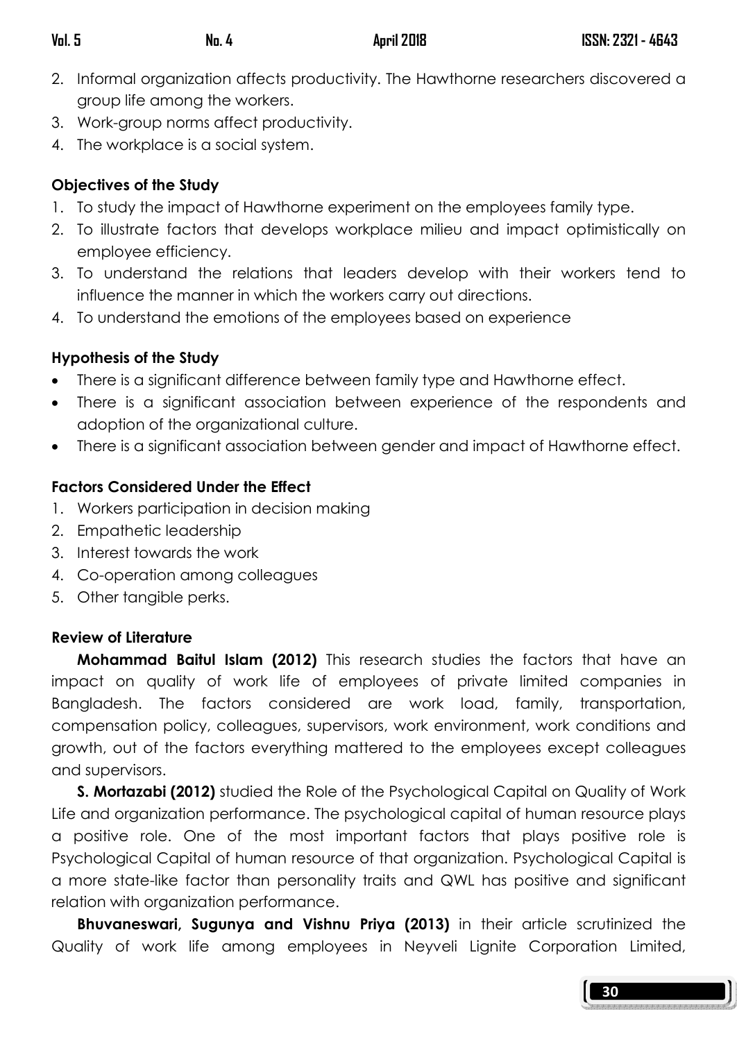2. Informal organization affects productivity. The Hawthorne researchers discovered a group life among the workers.
3. Work-group norms affect productivity.
4. The workplace is a social system.

**Objectives of the Study**

1. To study the impact of Hawthorne experiment on the employees family type.
2. To illustrate factors that develops workplace milieu and impact optimistically on employee efficiency.
3. To understand the relations that leaders develop with their workers tend to influence the manner in which the workers carry out directions.
4. To understand the emotions of the employees based on experience

**Hypothesis of the Study**

- There is a significant difference between family type and Hawthorne effect.
- There is a significant association between experience of the respondents and adoption of the organizational culture.
- There is a significant association between gender and impact of Hawthorne effect.

**Factors Considered Under the Effect**

1. Workers participation in decision making
2. Empathetic leadership
3. Interest towards the work
4. Co-operation among colleagues
5. Other tangible perks.

**Review of Literature**

**Mohammad Baitul Islam (2012)** This research studies the factors that have an impact on quality of work life of employees of private limited companies in Bangladesh. The factors considered are work load, family, transportation, compensation policy, colleagues, supervisors, work environment, work conditions and growth, out of the factors everything mattered to the employees except colleagues and supervisors.

**S. Mortazabi (2012)** studied the Role of the Psychological Capital on Quality of Work Life and organization performance. The psychological capital of human resource plays a positive role. One of the most important factors that plays positive role is Psychological Capital of human resource of that organization. Psychological Capital is a more state-like factor than personality traits and QWL has positive and significant relation with organization performance.

**Bhuvaneswari, Sugunya and Vishnu Priya (2013)** in their article scrutinized the Quality of work life among employees in Neyveli Lignite Corporation Limited,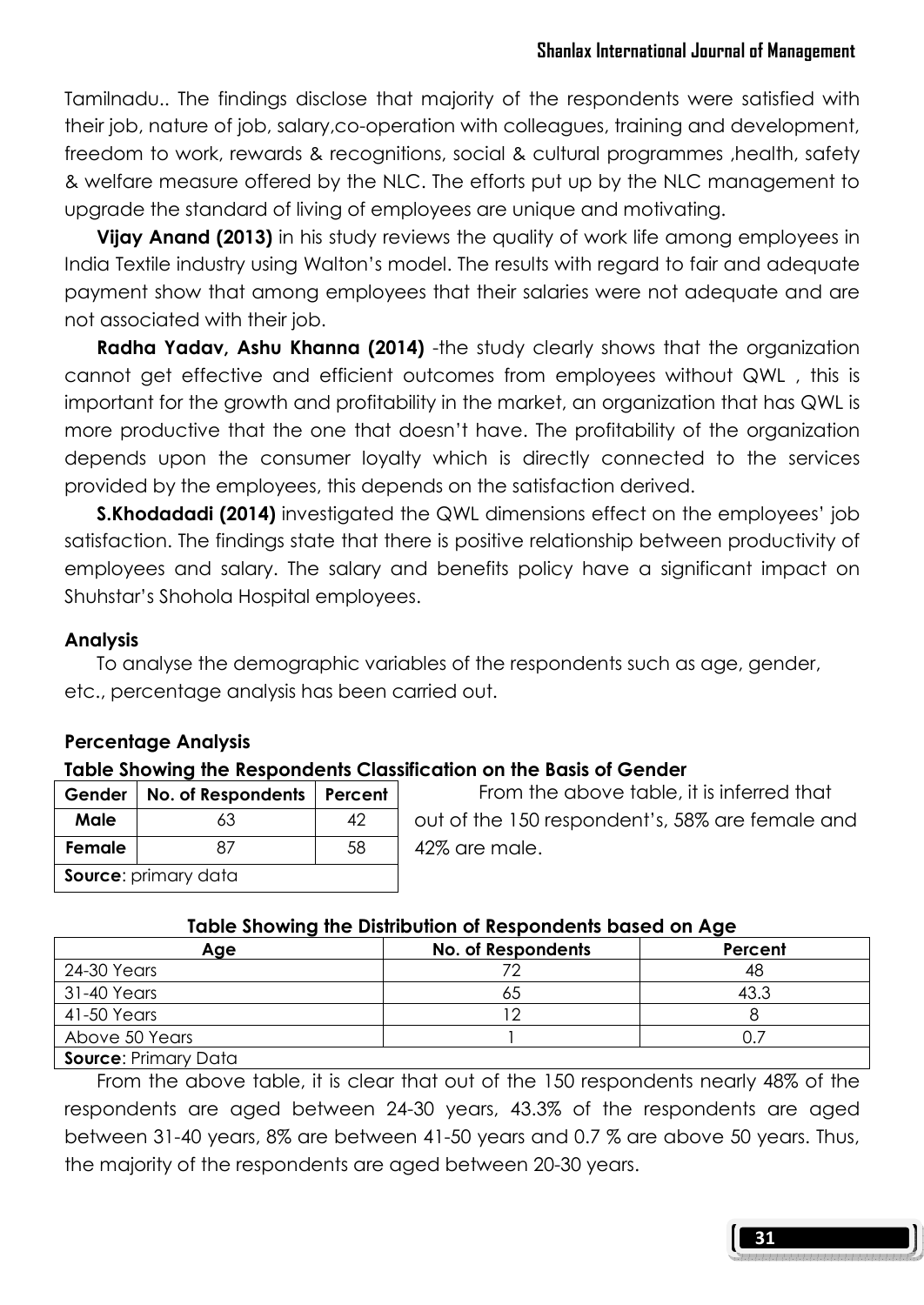Tamilnadu.. The findings disclose that majority of the respondents were satisfied with their job, nature of job, salary,co-operation with colleagues, training and development, freedom to work, rewards & recognitions, social & cultural programmes ,health, safety & welfare measure offered by the NLC. The efforts put up by the NLC management to upgrade the standard of living of employees are unique and motivating.

**Vijay Anand (2013)** in his study reviews the quality of work life among employees in India Textile industry using Walton's model. The results with regard to fair and adequate payment show that among employees that their salaries were not adequate and are not associated with their job.

**Radha Yadav, Ashu Khanna (2014)** -the study clearly shows that the organization cannot get effective and efficient outcomes from employees without QWL , this is important for the growth and profitability in the market, an organization that has QWL is more productive that the one that doesn't have. The profitability of the organization depends upon the consumer loyalty which is directly connected to the services provided by the employees, this depends on the satisfaction derived.

**S.Khodadadi (2014)** investigated the QWL dimensions effect on the employees' job satisfaction. The findings state that there is positive relationship between productivity of employees and salary. The salary and benefits policy have a significant impact on Shuhstar's Shohola Hospital employees.

### Analysis

To analyse the demographic variables of the respondents such as age, gender, etc., percentage analysis has been carried out.

### Percentage Analysis

**Table Showing the Respondents Classification on the Basis of Gender**

| Gender | No. of Respondents | Percent |
|---|---|---|
| **Male** | 63 | 42 |
| **Female** | 87 | 58 |
| **Source**: primary data | | |

From the above table, it is inferred that out of the 150 respondent's, 58% are female and 42% are male.

**Table Showing the Distribution of Respondents based on Age**

| Age | No. of Respondents | Percent |
|---|---|---|
| 24-30 Years | 72 | 48 |
| 31-40 Years | 65 | 43.3 |
| 41-50 Years | 12 | 8 |
| Above 50 Years | 1 | 0.7 |
| **Source**: Primary Data | | |

From the above table, it is clear that out of the 150 respondents nearly 48% of the respondents are aged between 24-30 years, 43.3% of the respondents are aged between 31-40 years, 8% are between 41-50 years and 0.7 % are above 50 years. Thus, the majority of the respondents are aged between 20-30 years.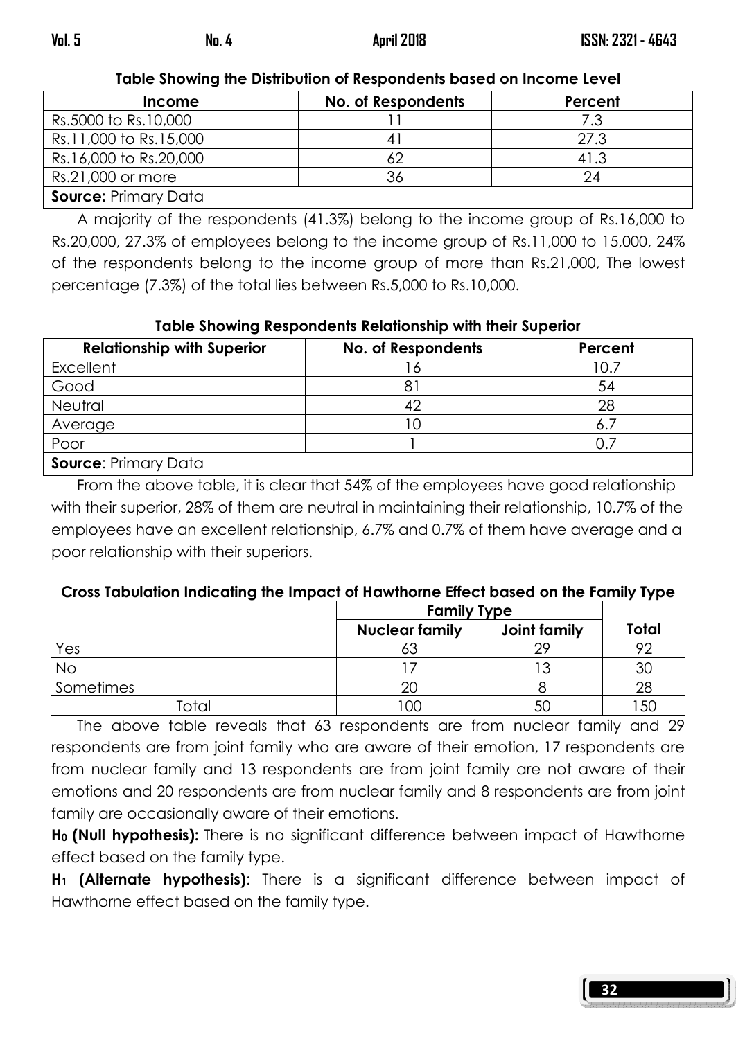**Table Showing the Distribution of Respondents based on Income Level**

| Income | No. of Respondents | Percent |
|---|---|---|
| Rs.5000 to Rs.10,000 | 11 | 7.3 |
| Rs.11,000 to Rs.15,000 | 41 | 27.3 |
| Rs.16,000 to Rs.20,000 | 62 | 41.3 |
| Rs.21,000 or more | 36 | 24 |
| **Source:** Primary Data | | |

A majority of the respondents (41.3%) belong to the income group of Rs.16,000 to Rs.20,000, 27.3% of employees belong to the income group of Rs.11,000 to 15,000, 24% of the respondents belong to the income group of more than Rs.21,000, The lowest percentage (7.3%) of the total lies between Rs.5,000 to Rs.10,000.

**Table Showing Respondents Relationship with their Superior**

| Relationship with Superior | No. of Respondents | Percent |
|---|---|---|
| Excellent | 16 | 10.7 |
| Good | 81 | 54 |
| Neutral | 42 | 28 |
| Average | 10 | 6.7 |
| Poor | 1 | 0.7 |
| **Source**: Primary Data | | |

From the above table, it is clear that 54% of the employees have good relationship with their superior, 28% of them are neutral in maintaining their relationship, 10.7% of the employees have an excellent relationship, 6.7% and 0.7% of them have average and a poor relationship with their superiors.

**Cross Tabulation Indicating the Impact of Hawthorne Effect based on the Family Type**

| | Family Type | | |
|---|---|---|---|
| | **Nuclear family** | **Joint family** | **Total** |
| Yes | 63 | 29 | 92 |
| No | 17 | 13 | 30 |
| Sometimes | 20 | 8 | 28 |
| Total | 100 | 50 | 150 |

The above table reveals that 63 respondents are from nuclear family and 29 respondents are from joint family who are aware of their emotion, 17 respondents are from nuclear family and 13 respondents are from joint family are not aware of their emotions and 20 respondents are from nuclear family and 8 respondents are from joint family are occasionally aware of their emotions.

**$H_0$ (Null hypothesis):** There is no significant difference between impact of Hawthorne effect based on the family type.

**$H_1$ (Alternate hypothesis)**: There is a significant difference between impact of Hawthorne effect based on the family type.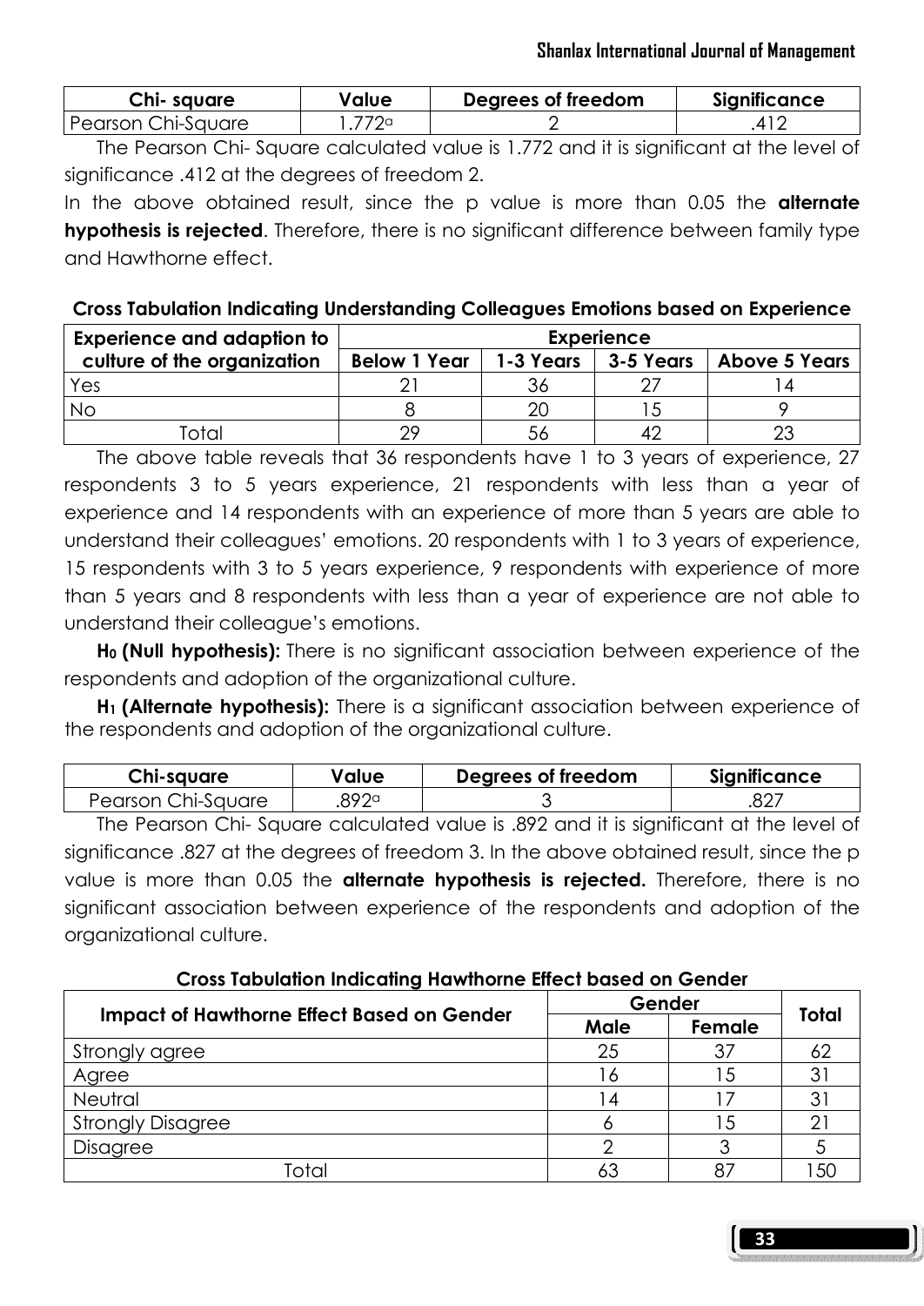| Chi- square | Value | Degrees of freedom | Significance |
|---|---|---|---|
| Pearson Chi-Square | 1.772[a] | 2 | .412 |

The Pearson Chi- Square calculated value is 1.772 and it is significant at the level of significance .412 at the degrees of freedom 2.

In the above obtained result, since the p value is more than 0.05 the **alternate hypothesis is rejected**. Therefore, there is no significant difference between family type and Hawthorne effect.

**Cross Tabulation Indicating Understanding Colleagues Emotions based on Experience**

| Experience and adaption to culture of the organization | Experience | | | |
|---|---|---|---|---|
| | Below 1 Year | 1-3 Years | 3-5 Years | Above 5 Years |
| Yes | 21 | 36 | 27 | 14 |
| No | 8 | 20 | 15 | 9 |
| Total | 29 | 56 | 42 | 23 |

The above table reveals that 36 respondents have 1 to 3 years of experience, 27 respondents 3 to 5 years experience, 21 respondents with less than a year of experience and 14 respondents with an experience of more than 5 years are able to understand their colleagues' emotions. 20 respondents with 1 to 3 years of experience, 15 respondents with 3 to 5 years experience, 9 respondents with experience of more than 5 years and 8 respondents with less than a year of experience are not able to understand their colleague's emotions.

**$H_0$ (Null hypothesis):** There is no significant association between experience of the respondents and adoption of the organizational culture.

**$H_1$ (Alternate hypothesis):** There is a significant association between experience of the respondents and adoption of the organizational culture.

| Chi-square | Value | Degrees of freedom | Significance |
|---|---|---|---|
| Pearson Chi-Square | .892[a] | 3 | .827 |

The Pearson Chi- Square calculated value is .892 and it is significant at the level of significance .827 at the degrees of freedom 3. In the above obtained result, since the p value is more than 0.05 the **alternate hypothesis is rejected.** Therefore, there is no significant association between experience of the respondents and adoption of the organizational culture.

**Cross Tabulation Indicating Hawthorne Effect based on Gender**

| Impact of Hawthorne Effect Based on Gender | Gender | | Total |
|---|---|---|---|
| | Male | Female | |
| Strongly agree | 25 | 37 | 62 |
| Agree | 16 | 15 | 31 |
| Neutral | 14 | 17 | 31 |
| Strongly Disagree | 6 | 15 | 21 |
| Disagree | 2 | 3 | 5 |
| Total | 63 | 87 | 150 |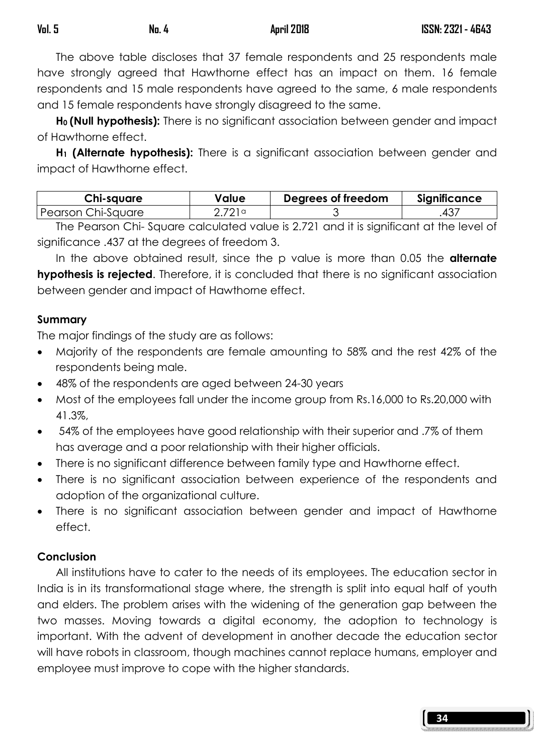The above table discloses that 37 female respondents and 25 respondents male have strongly agreed that Hawthorne effect has an impact on them. 16 female respondents and 15 male respondents have agreed to the same, 6 male respondents and 15 female respondents have strongly disagreed to the same.

**$H_0$ (Null hypothesis):** There is no significant association between gender and impact of Hawthorne effect.

**$H_1$ (Alternate hypothesis):** There is a significant association between gender and impact of Hawthorne effect.

| Chi-square | Value | Degrees of freedom | Significance |
|---|---|---|---|
| Pearson Chi-Square | 2.721[a] | 3 | .437 |

The Pearson Chi- Square calculated value is 2.721 and it is significant at the level of significance .437 at the degrees of freedom 3.

In the above obtained result, since the p value is more than 0.05 the **alternate hypothesis is rejected**. Therefore, it is concluded that there is no significant association between gender and impact of Hawthorne effect.

**Summary**

The major findings of the study are as follows:

- Majority of the respondents are female amounting to 58% and the rest 42% of the respondents being male.
- 48% of the respondents are aged between 24-30 years
- Most of the employees fall under the income group from Rs.16,000 to Rs.20,000 with 41.3%,
- 54% of the employees have good relationship with their superior and .7% of them has average and a poor relationship with their higher officials.
- There is no significant difference between family type and Hawthorne effect.
- There is no significant association between experience of the respondents and adoption of the organizational culture.
- There is no significant association between gender and impact of Hawthorne effect.

**Conclusion**

All institutions have to cater to the needs of its employees. The education sector in India is in its transformational stage where, the strength is split into equal half of youth and elders. The problem arises with the widening of the generation gap between the two masses. Moving towards a digital economy, the adoption to technology is important. With the advent of development in another decade the education sector will have robots in classroom, though machines cannot replace humans, employer and employee must improve to cope with the higher standards.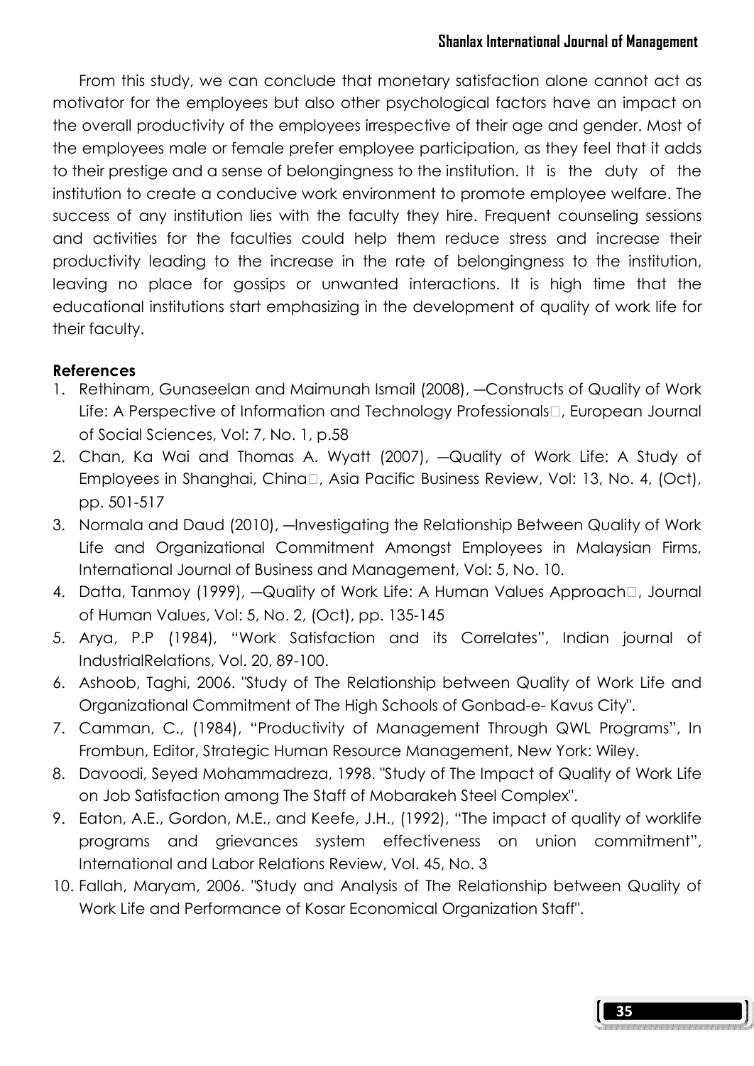From this study, we can conclude that monetary satisfaction alone cannot act as motivator for the employees but also other psychological factors have an impact on the overall productivity of the employees irrespective of their age and gender. Most of the employees male or female prefer employee participation, as they feel that it adds to their prestige and a sense of belongingness to the institution. It is the duty of the institution to create a conducive work environment to promote employee welfare. The success of any institution lies with the faculty they hire. Frequent counseling sessions and activities for the faculties could help them reduce stress and increase their productivity leading to the increase in the rate of belongingness to the institution, leaving no place for gossips or unwanted interactions. It is high time that the educational institutions start emphasizing in the development of quality of work life for their faculty.

**References**

1. Rethinam, Gunaseelan and Maimunah Ismail (2008), ―Constructs of Quality of Work Life: A Perspective of Information and Technology Professionals, European Journal of Social Sciences, Vol: 7, No. 1, p.58
2. Chan, Ka Wai and Thomas A. Wyatt (2007), ―Quality of Work Life: A Study of Employees in Shanghai, China, Asia Pacific Business Review, Vol: 13, No. 4, (Oct), pp. 501-517
3. Normala and Daud (2010), ―Investigating the Relationship Between Quality of Work Life and Organizational Commitment Amongst Employees in Malaysian Firms, International Journal of Business and Management, Vol: 5, No. 10.
4. Datta, Tanmoy (1999), ―Quality of Work Life: A Human Values Approach, Journal of Human Values, Vol: 5, No. 2, (Oct), pp. 135-145
5. Arya, P.P (1984), "Work Satisfaction and its Correlates", Indian journal of IndustrialRelations, Vol. 20, 89-100.
6. Ashoob, Taghi, 2006. "Study of The Relationship between Quality of Work Life and Organizational Commitment of The High Schools of Gonbad-e- Kavus City".
7. Camman, C., (1984), "Productivity of Management Through QWL Programs", In Frombun, Editor, Strategic Human Resource Management, New York: Wiley.
8. Davoodi, Seyed Mohammadreza, 1998. "Study of The Impact of Quality of Work Life on Job Satisfaction among The Staff of Mobarakeh Steel Complex".
9. Eaton, A.E., Gordon, M.E., and Keefe, J.H., (1992), "The impact of quality of worklife programs and grievances system effectiveness on union commitment", International and Labor Relations Review, Vol. 45, No. 3
10. Fallah, Maryam, 2006. "Study and Analysis of The Relationship between Quality of Work Life and Performance of Kosar Economical Organization Staff".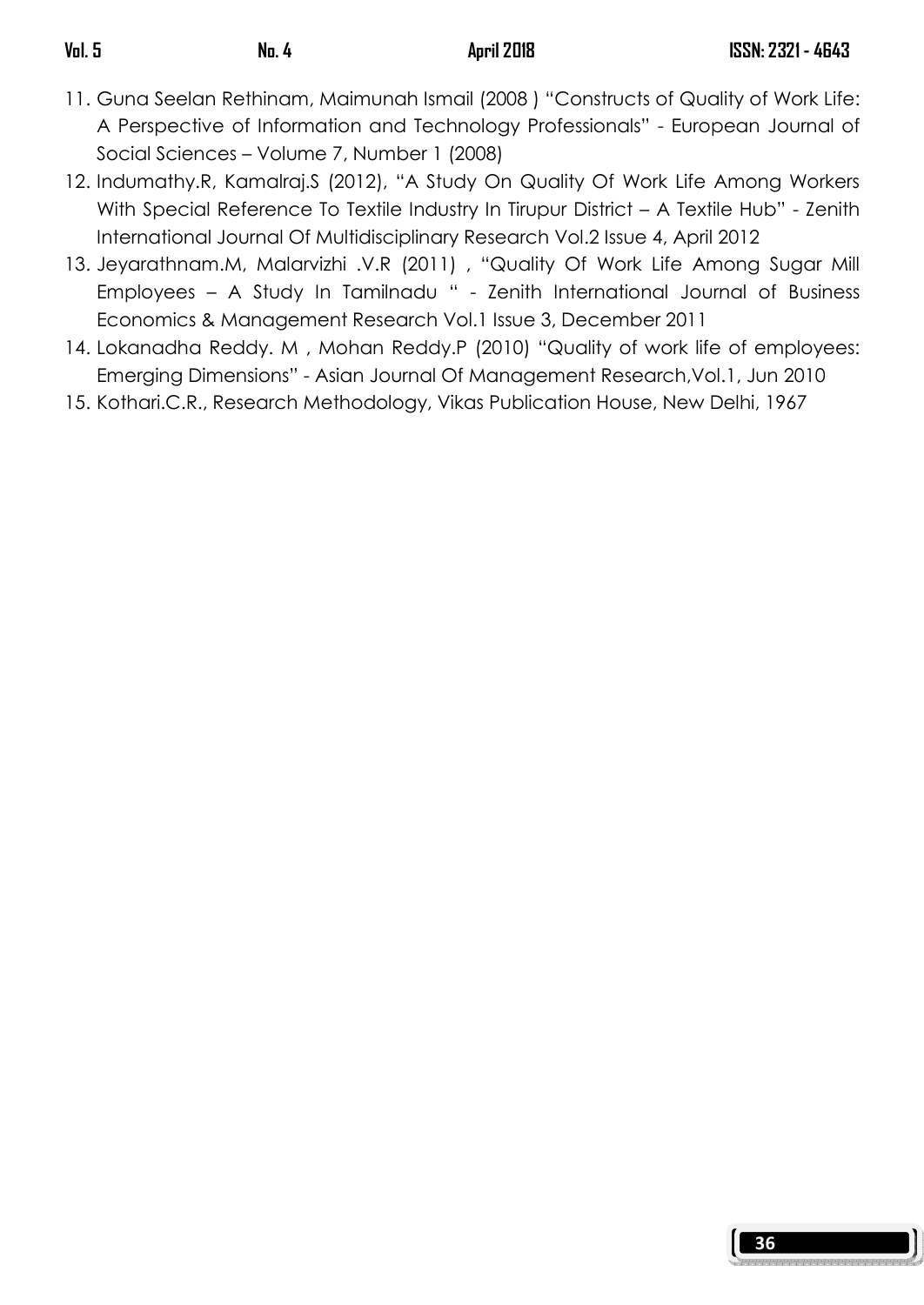11. Guna Seelan Rethinam, Maimunah Ismail (2008 ) "Constructs of Quality of Work Life: A Perspective of Information and Technology Professionals" - European Journal of Social Sciences – Volume 7, Number 1 (2008)
12. Indumathy.R, Kamalraj.S (2012), "A Study On Quality Of Work Life Among Workers With Special Reference To Textile Industry In Tirupur District – A Textile Hub" - Zenith International Journal Of Multidisciplinary Research Vol.2 Issue 4, April 2012
13. Jeyarathnam.M, Malarvizhi .V.R (2011) , "Quality Of Work Life Among Sugar Mill Employees – A Study In Tamilnadu " - Zenith International Journal of Business Economics & Management Research Vol.1 Issue 3, December 2011
14. Lokanadha Reddy. M , Mohan Reddy.P (2010) "Quality of work life of employees: Emerging Dimensions" - Asian Journal Of Management Research,Vol.1, Jun 2010
15. Kothari.C.R., Research Methodology, Vikas Publication House, New Delhi, 1967